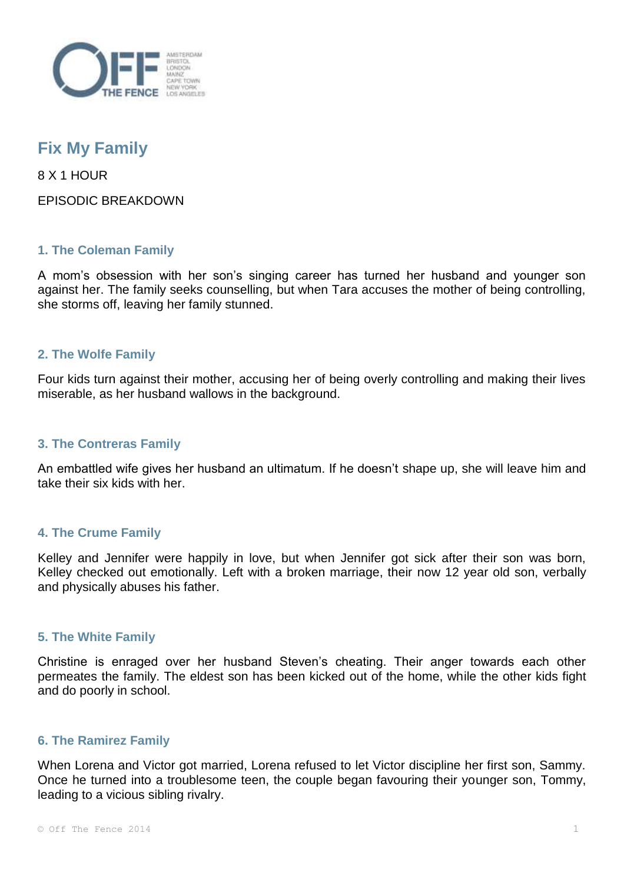# Fix My Family

8 X 1 HOUR

EPISODIC BREAKDOWN

### 1. The Coleman Family

A mom's obsession with her son's singing career has turned her husband and younger son against her. The family seeks counselling, but when Tara accuses the mother of being controlling, she storms off, leaving her family stunned.

### 2. The Wolfe Family

Four kids turn against their mother, accusing her of being overly controlling and making their lives miserable, as her husband wallows in the background.

### 3. The Contreras Family

An embattled wife gives her husband an ultimatum. If he doesn't shape up, she will leave him and take their six kids with her.

### 4. The Crume Family

Kelley and Jennifer were happily in love, but when Jennifer got sick after their son was born, Kelley checked out emotionally. Left with a broken marriage, their now 12 year old son, verbally and physically abuses his father.

### 5. The White Family

Christine is enraged over her husband Steven's cheating. Their anger towards each other permeates the family. The eldest son has been kicked out of the home, while the other kids fight and do poorly in school.

### 6. The Ramirez Family

When Lorena and Victor got married, Lorena refused to let Victor discipline her first son, Sammy. Once he turned into a troublesome teen, the couple began favouring their younger son, Tommy, leading to a vicious sibling rivalry.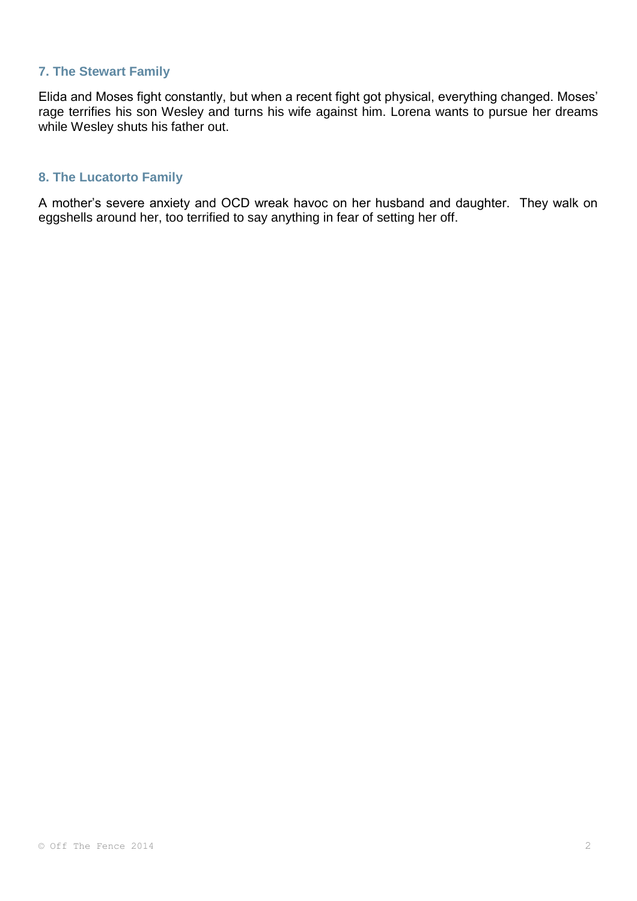### 7. The Stewart Family

Elida and Moses fight constantly, but when a recent fight got physical, everything changed. Moses' rage terrifies his son Wesley and turns his wife against him. Lorena wants to pursue her dreams while Wesley shuts his father out.

### 8. The Lucatorto Family

A mother's severe anxiety and OCD wreak havoc on her husband and daughter. They walk on eggshells around her, too terrified to say anything in fear of setting her off.